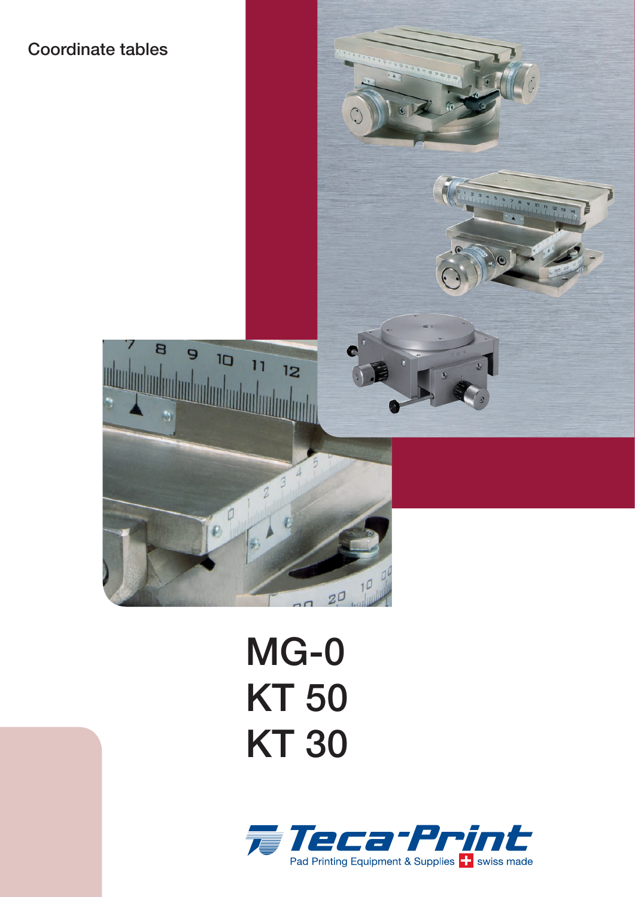Coordinate tables

# MG-0
# KT 50
# KT 30

Teca-Print

Pad Printing Equipment & Supplies swiss made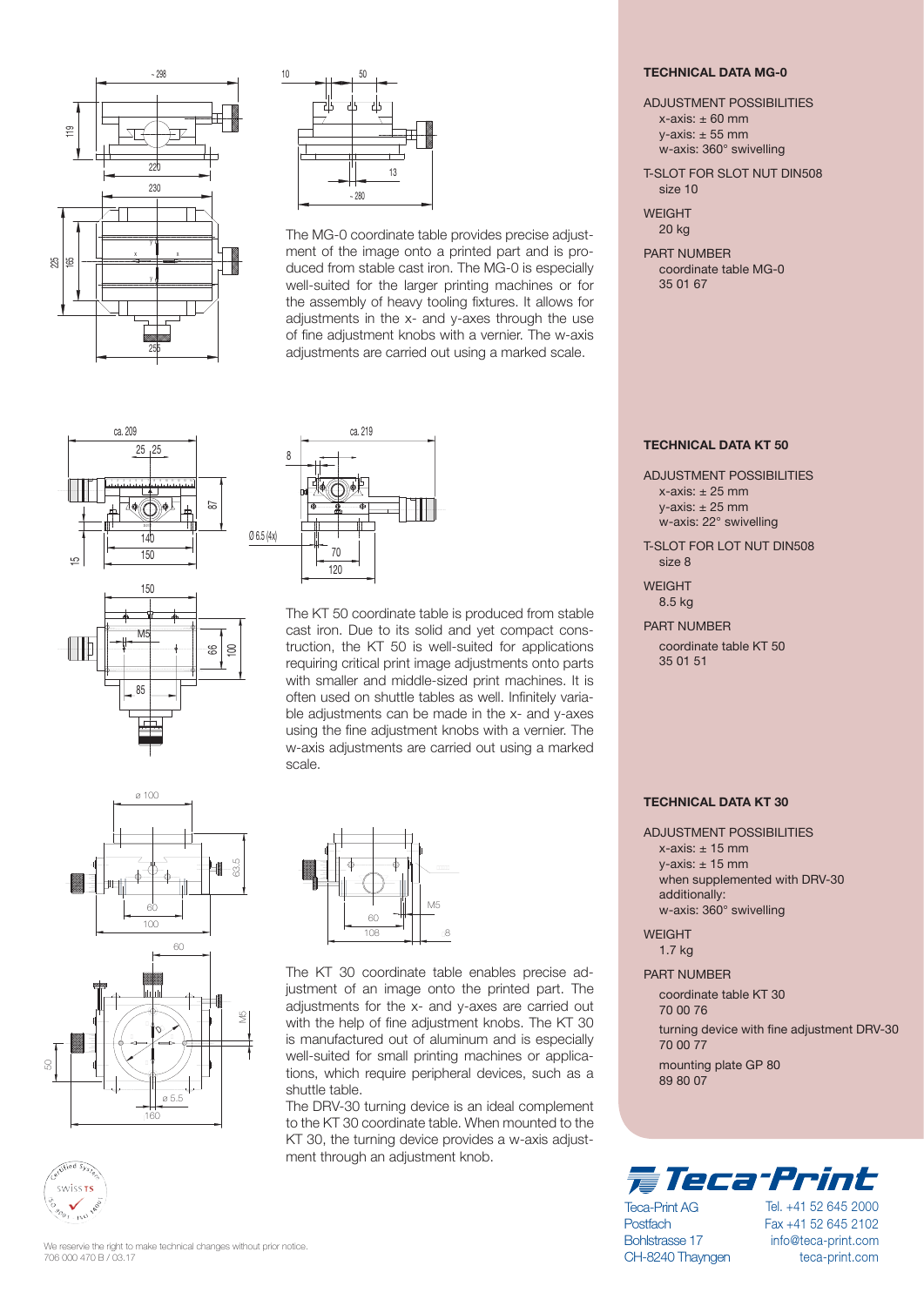The MG-0 coordinate table provides precise adjustment of the image onto a printed part and is produced from stable cast iron. The MG-0 is especially well-suited for the larger printing machines or for the assembly of heavy tooling fixtures. It allows for adjustments in the x- and y-axes through the use of fine adjustment knobs with a vernier. The w-axis adjustments are carried out using a marked scale.

### TECHNICAL DATA MG-0

ADJUSTMENT POSSIBILITIES
- x-axis: ± 60 mm
- y-axis: ± 55 mm
- w-axis: 360° swivelling

T-SLOT FOR SLOT NUT DIN508
size 10

WEIGHT
20 kg

PART NUMBER
coordinate table MG-0
35 01 67

The KT 50 coordinate table is produced from stable cast iron. Due to its solid and yet compact construction, the KT 50 is well-suited for applications requiring critical print image adjustments onto parts with smaller and middle-sized print machines. It is often used on shuttle tables as well. Infinitely variable adjustments can be made in the x- and y-axes using the fine adjustment knobs with a vernier. The w-axis adjustments are carried out using a marked scale.

### TECHNICAL DATA KT 50

ADJUSTMENT POSSIBILITIES
- x-axis: ± 25 mm
- y-axis: ± 25 mm
- w-axis: 22° swivelling

T-SLOT FOR LOT NUT DIN508
size 8

WEIGHT
8.5 kg

PART NUMBER
coordinate table KT 50
35 01 51

The KT 30 coordinate table enables precise adjustment of an image onto the printed part. The adjustments for the x- and y-axes are carried out with the help of fine adjustment knobs. The KT 30 is manufactured out of aluminum and is especially well-suited for small printing machines or applications, which require peripheral devices, such as a shuttle table.

The DRV-30 turning device is an ideal complement to the KT 30 coordinate table. When mounted to the KT 30, the turning device provides a w-axis adjustment through an adjustment knob.

### TECHNICAL DATA KT 30

ADJUSTMENT POSSIBILITIES
- x-axis: ± 15 mm
- y-axis: ± 15 mm
- when supplemented with DRV-30 additionally:
- w-axis: 360° swivelling

WEIGHT
1.7 kg

PART NUMBER
coordinate table KT 30
70 00 76

turning device with fine adjustment DRV-30
70 00 77

mounting plate GP 80
89 80 07

Teca-Print AG
Postfach
Bohlstrasse 17
CH-8240 Thayngen

Tel. +41 52 645 2000
Fax +41 52 645 2102
info@teca-print.com
teca-print.com

We reservie the right to make technical changes without prior notice.
706 000 470 B / 03.17